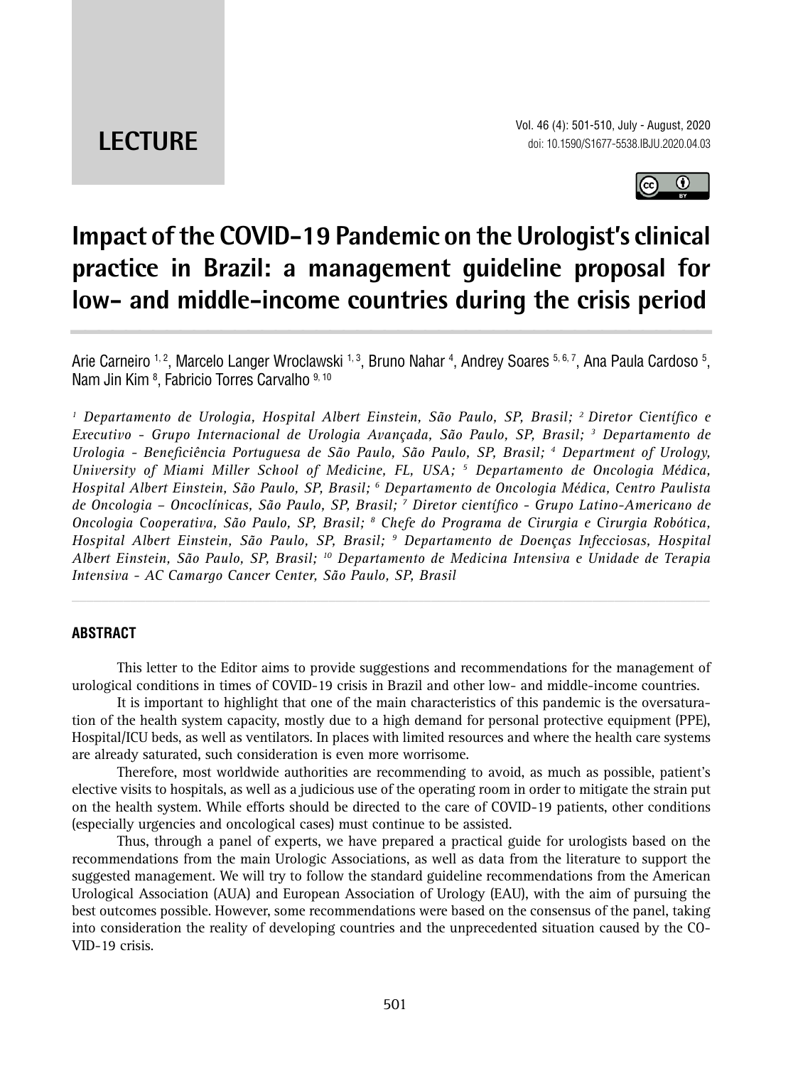# LECTURE

# Impact of the COVID-19 Pandemic on the Urologist's clinical practice in Brazil: a management guideline proposal for low- and middle-income countries during the crisis period

Arie Carneiro [1, 2], Marcelo Langer Wroclawski [1, 3], Bruno Nahar [4], Andrey Soares [5, 6, 7], Ana Paula Cardoso [5], Nam Jin Kim [8], Fabricio Torres Carvalho [9, 10]

*[1] Departamento de Urologia, Hospital Albert Einstein, São Paulo, SP, Brasil; [2] Diretor Científico e Executivo - Grupo Internacional de Urologia Avançada, São Paulo, SP, Brasil; [3] Departamento de Urologia - Beneficiência Portuguesa de São Paulo, São Paulo, SP, Brasil; [4] Department of Urology, University of Miami Miller School of Medicine, FL, USA; [5] Departamento de Oncologia Médica, Hospital Albert Einstein, São Paulo, SP, Brasil; [6] Departamento de Oncologia Médica, Centro Paulista de Oncologia – Oncoclínicas, São Paulo, SP, Brasil; [7] Diretor científico - Grupo Latino-Americano de Oncologia Cooperativa, São Paulo, SP, Brasil; [8] Chefe do Programa de Cirurgia e Cirurgia Robótica, Hospital Albert Einstein, São Paulo, SP, Brasil; [9] Departamento de Doenças Infecciosas, Hospital Albert Einstein, São Paulo, SP, Brasil; [10] Departamento de Medicina Intensiva e Unidade de Terapia Intensiva - AC Camargo Cancer Center, São Paulo, SP, Brasil*

## ABSTRACT

This letter to the Editor aims to provide suggestions and recommendations for the management of urological conditions in times of COVID-19 crisis in Brazil and other low- and middle-income countries.

It is important to highlight that one of the main characteristics of this pandemic is the oversaturation of the health system capacity, mostly due to a high demand for personal protective equipment (PPE), Hospital/ICU beds, as well as ventilators. In places with limited resources and where the health care systems are already saturated, such consideration is even more worrisome.

Therefore, most worldwide authorities are recommending to avoid, as much as possible, patient's elective visits to hospitals, as well as a judicious use of the operating room in order to mitigate the strain put on the health system. While efforts should be directed to the care of COVID-19 patients, other conditions (especially urgencies and oncological cases) must continue to be assisted.

Thus, through a panel of experts, we have prepared a practical guide for urologists based on the recommendations from the main Urologic Associations, as well as data from the literature to support the suggested management. We will try to follow the standard guideline recommendations from the American Urological Association (AUA) and European Association of Urology (EAU), with the aim of pursuing the best outcomes possible. However, some recommendations were based on the consensus of the panel, taking into consideration the reality of developing countries and the unprecedented situation caused by the COVID-19 crisis.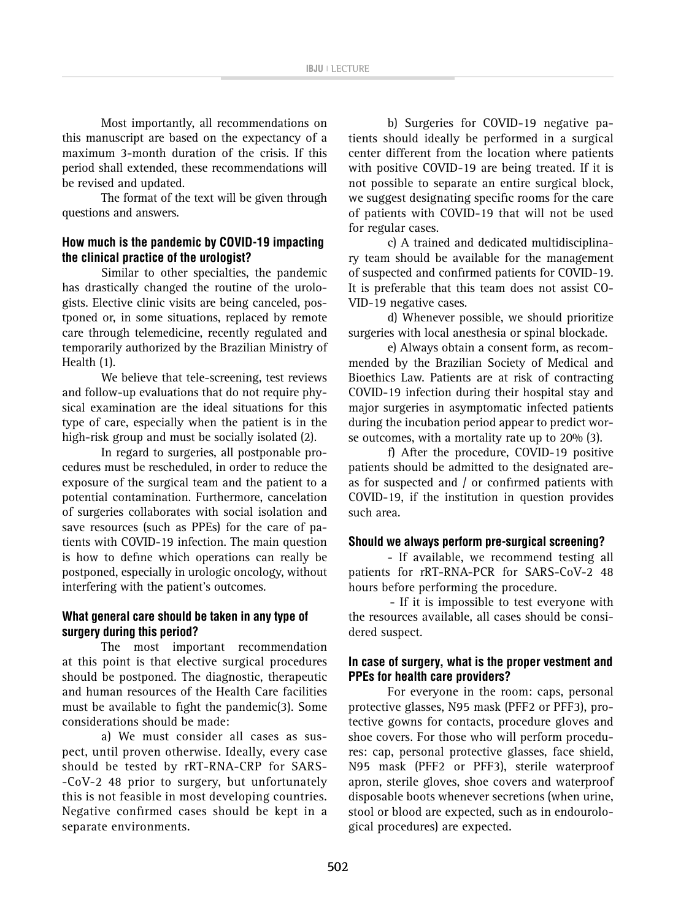Most importantly, all recommendations on this manuscript are based on the expectancy of a maximum 3-month duration of the crisis. If this period shall extended, these recommendations will be revised and updated.

The format of the text will be given through questions and answers.

**How much is the pandemic by COVID-19 impacting the clinical practice of the urologist?**

Similar to other specialties, the pandemic has drastically changed the routine of the urologists. Elective clinic visits are being canceled, postponed or, in some situations, replaced by remote care through telemedicine, recently regulated and temporarily authorized by the Brazilian Ministry of Health (1).

We believe that tele-screening, test reviews and follow-up evaluations that do not require physical examination are the ideal situations for this type of care, especially when the patient is in the high-risk group and must be socially isolated (2).

In regard to surgeries, all postponable procedures must be rescheduled, in order to reduce the exposure of the surgical team and the patient to a potential contamination. Furthermore, cancelation of surgeries collaborates with social isolation and save resources (such as PPEs) for the care of patients with COVID-19 infection. The main question is how to define which operations can really be postponed, especially in urologic oncology, without interfering with the patient's outcomes.

**What general care should be taken in any type of surgery during this period?**

The most important recommendation at this point is that elective surgical procedures should be postponed. The diagnostic, therapeutic and human resources of the Health Care facilities must be available to fight the pandemic(3). Some considerations should be made:

a) We must consider all cases as suspect, until proven otherwise. Ideally, every case should be tested by rRT-RNA-CRP for SARS--CoV-2 48 prior to surgery, but unfortunately this is not feasible in most developing countries. Negative confirmed cases should be kept in a separate environments.

b) Surgeries for COVID-19 negative patients should ideally be performed in a surgical center different from the location where patients with positive COVID-19 are being treated. If it is not possible to separate an entire surgical block, we suggest designating specific rooms for the care of patients with COVID-19 that will not be used for regular cases.

c) A trained and dedicated multidisciplinary team should be available for the management of suspected and confirmed patients for COVID-19. It is preferable that this team does not assist COVID-19 negative cases.

d) Whenever possible, we should prioritize surgeries with local anesthesia or spinal blockade.

e) Always obtain a consent form, as recommended by the Brazilian Society of Medical and Bioethics Law. Patients are at risk of contracting COVID-19 infection during their hospital stay and major surgeries in asymptomatic infected patients during the incubation period appear to predict worse outcomes, with a mortality rate up to 20% (3).

f) After the procedure, COVID-19 positive patients should be admitted to the designated areas for suspected and / or confirmed patients with COVID-19, if the institution in question provides such area.

**Should we always perform pre-surgical screening?**

- If available, we recommend testing all patients for rRT-RNA-PCR for SARS-CoV-2 48 hours before performing the procedure.

- If it is impossible to test everyone with the resources available, all cases should be considered suspect.

**In case of surgery, what is the proper vestment and PPEs for health care providers?**

For everyone in the room: caps, personal protective glasses, N95 mask (PFF2 or PFF3), protective gowns for contacts, procedure gloves and shoe covers. For those who will perform procedures: cap, personal protective glasses, face shield, N95 mask (PFF2 or PFF3), sterile waterproof apron, sterile gloves, shoe covers and waterproof disposable boots whenever secretions (when urine, stool or blood are expected, such as in endourological procedures) are expected.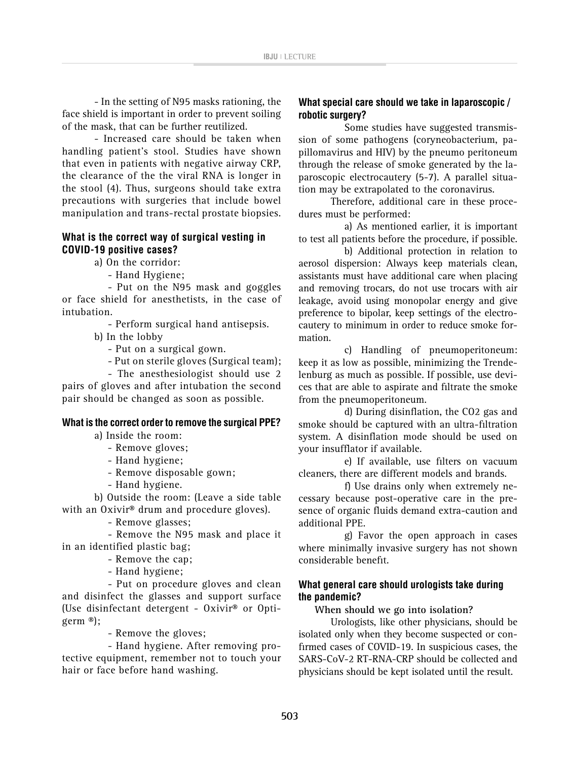- In the setting of N95 masks rationing, the face shield is important in order to prevent soiling of the mask, that can be further reutilized.

- Increased care should be taken when handling patient's stool. Studies have shown that even in patients with negative airway CRP, the clearance of the the viral RNA is longer in the stool (4). Thus, surgeons should take extra precautions with surgeries that include bowel manipulation and trans-rectal prostate biopsies.

### What is the correct way of surgical vesting in COVID-19 positive cases?

a) On the corridor:

- Hand Hygiene;
- Put on the N95 mask and goggles or face shield for anesthetists, in the case of intubation.
- Perform surgical hand antisepsis.

b) In the lobby

- Put on a surgical gown.
- Put on sterile gloves (Surgical team);
- The anesthesiologist should use 2 pairs of gloves and after intubation the second pair should be changed as soon as possible.

### What is the correct order to remove the surgical PPE?

a) Inside the room:

- Remove gloves;
- Hand hygiene;
- Remove disposable gown;
- Hand hygiene.

b) Outside the room: (Leave a side table with an Oxivir® drum and procedure gloves).

- Remove glasses;
- Remove the N95 mask and place it in an identified plastic bag;
- Remove the cap;
- Hand hygiene;
- Put on procedure gloves and clean and disinfect the glasses and support surface (Use disinfectant detergent - Oxivir® or Optigerm ®);
- Remove the gloves;
- Hand hygiene. After removing protective equipment, remember not to touch your hair or face before hand washing.

### What special care should we take in laparoscopic / robotic surgery?

Some studies have suggested transmission of some pathogens (coryneobacterium, papillomavirus and HIV) by the pneumo peritoneum through the release of smoke generated by the laparoscopic electrocautery (5-7). A parallel situation may be extrapolated to the coronavirus.

Therefore, additional care in these procedures must be performed:

a) As mentioned earlier, it is important to test all patients before the procedure, if possible.

b) Additional protection in relation to aerosol dispersion: Always keep materials clean, assistants must have additional care when placing and removing trocars, do not use trocars with air leakage, avoid using monopolar energy and give preference to bipolar, keep settings of the electrocautery to minimum in order to reduce smoke formation.

c) Handling of pneumoperitoneum: keep it as low as possible, minimizing the Trendelenburg as much as possible. If possible, use devices that are able to aspirate and filtrate the smoke from the pneumoperitoneum.

d) During disinflation, the $CO_2$ gas and smoke should be captured with an ultra-filtration system. A disinflation mode should be used on your insufflator if available.

e) If available, use filters on vacuum cleaners, there are different models and brands.

f) Use drains only when extremely necessary because post-operative care in the presence of organic fluids demand extra-caution and additional PPE.

g) Favor the open approach in cases where minimally invasive surgery has not shown considerable benefit.

### What general care should urologists take during the pandemic?

**When should we go into isolation?**

Urologists, like other physicians, should be isolated only when they become suspected or confirmed cases of COVID-19. In suspicious cases, the SARS-CoV-2 RT-RNA-CRP should be collected and physicians should be kept isolated until the result.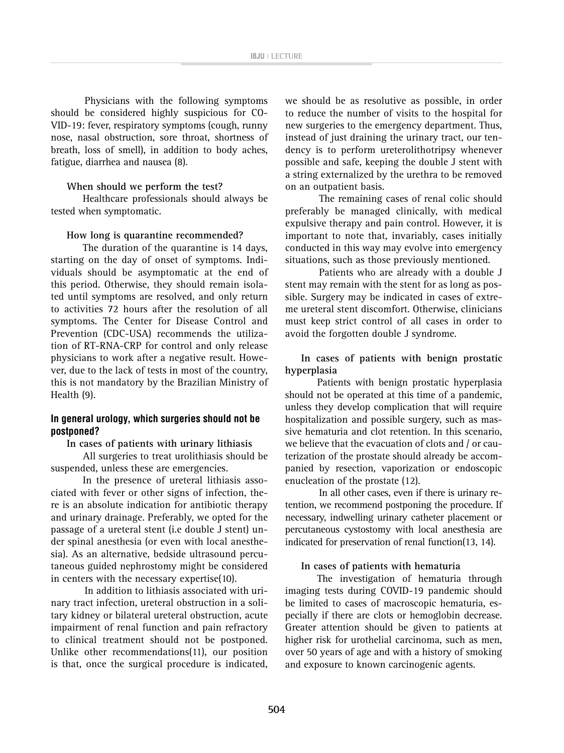Physicians with the following symptoms should be considered highly suspicious for COVID-19: fever, respiratory symptoms (cough, runny nose, nasal obstruction, sore throat, shortness of breath, loss of smell), in addition to body aches, fatigue, diarrhea and nausea (8).

**When should we perform the test?**

Healthcare professionals should always be tested when symptomatic.

**How long is quarantine recommended?**

The duration of the quarantine is 14 days, starting on the day of onset of symptoms. Individuals should be asymptomatic at the end of this period. Otherwise, they should remain isolated until symptoms are resolved, and only return to activities 72 hours after the resolution of all symptoms. The Center for Disease Control and Prevention (CDC-USA) recommends the utilization of RT-RNA-CRP for control and only release physicians to work after a negative result. However, due to the lack of tests in most of the country, this is not mandatory by the Brazilian Ministry of Health (9).

## In general urology, which surgeries should not be postponed?

**In cases of patients with urinary lithiasis**

All surgeries to treat urolithiasis should be suspended, unless these are emergencies.

In the presence of ureteral lithiasis associated with fever or other signs of infection, there is an absolute indication for antibiotic therapy and urinary drainage. Preferably, we opted for the passage of a ureteral stent (i.e double J stent) under spinal anesthesia (or even with local anesthesia). As an alternative, bedside ultrasound percutaneous guided nephrostomy might be considered in centers with the necessary expertise(10).

In addition to lithiasis associated with urinary tract infection, ureteral obstruction in a solitary kidney or bilateral ureteral obstruction, acute impairment of renal function and pain refractory to clinical treatment should not be postponed. Unlike other recommendations(11), our position is that, once the surgical procedure is indicated, we should be as resolutive as possible, in order to reduce the number of visits to the hospital for new surgeries to the emergency department. Thus, instead of just draining the urinary tract, our tendency is to perform ureterolithotripsy whenever possible and safe, keeping the double J stent with a string externalized by the urethra to be removed on an outpatient basis.

The remaining cases of renal colic should preferably be managed clinically, with medical expulsive therapy and pain control. However, it is important to note that, invariably, cases initially conducted in this way may evolve into emergency situations, such as those previously mentioned.

Patients who are already with a double J stent may remain with the stent for as long as possible. Surgery may be indicated in cases of extreme ureteral stent discomfort. Otherwise, clinicians must keep strict control of all cases in order to avoid the forgotten double J syndrome.

**In cases of patients with benign prostatic hyperplasia**

Patients with benign prostatic hyperplasia should not be operated at this time of a pandemic, unless they develop complication that will require hospitalization and possible surgery, such as massive hematuria and clot retention. In this scenario, we believe that the evacuation of clots and / or cauterization of the prostate should already be accompanied by resection, vaporization or endoscopic enucleation of the prostate (12).

In all other cases, even if there is urinary retention, we recommend postponing the procedure. If necessary, indwelling urinary catheter placement or percutaneous cystostomy with local anesthesia are indicated for preservation of renal function(13, 14).

**In cases of patients with hematuria**

The investigation of hematuria through imaging tests during COVID-19 pandemic should be limited to cases of macroscopic hematuria, especially if there are clots or hemoglobin decrease. Greater attention should be given to patients at higher risk for urothelial carcinoma, such as men, over 50 years of age and with a history of smoking and exposure to known carcinogenic agents.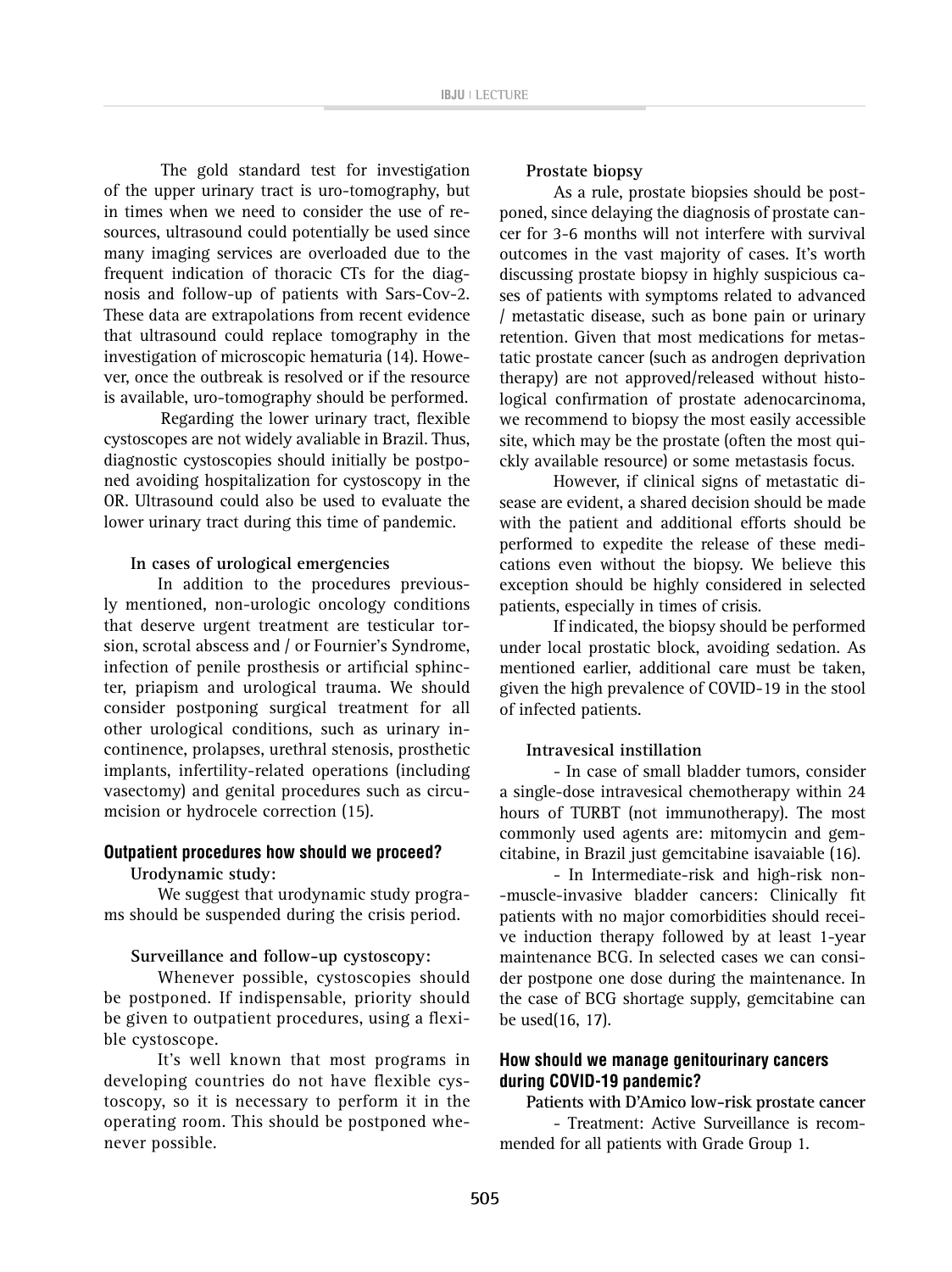The gold standard test for investigation of the upper urinary tract is uro-tomography, but in times when we need to consider the use of resources, ultrasound could potentially be used since many imaging services are overloaded due to the frequent indication of thoracic CTs for the diagnosis and follow-up of patients with Sars-Cov-2. These data are extrapolations from recent evidence that ultrasound could replace tomography in the investigation of microscopic hematuria (14). However, once the outbreak is resolved or if the resource is available, uro-tomography should be performed.

Regarding the lower urinary tract, flexible cystoscopes are not widely avaliable in Brazil. Thus, diagnostic cystoscopies should initially be postponed avoiding hospitalization for cystoscopy in the OR. Ultrasound could also be used to evaluate the lower urinary tract during this time of pandemic.

**In cases of urological emergencies**

In addition to the procedures previously mentioned, non-urologic oncology conditions that deserve urgent treatment are testicular torsion, scrotal abscess and / or Fournier's Syndrome, infection of penile prosthesis or artificial sphincter, priapism and urological trauma. We should consider postponing surgical treatment for all other urological conditions, such as urinary incontinence, prolapses, urethral stenosis, prosthetic implants, infertility-related operations (including vasectomy) and genital procedures such as circumcision or hydrocele correction (15).

## Outpatient procedures how should we proceed?

**Urodynamic study:**

We suggest that urodynamic study programs should be suspended during the crisis period.

**Surveillance and follow-up cystoscopy:**

Whenever possible, cystoscopies should be postponed. If indispensable, priority should be given to outpatient procedures, using a flexible cystoscope.

It's well known that most programs in developing countries do not have flexible cystoscopy, so it is necessary to perform it in the operating room. This should be postponed whenever possible.

**Prostate biopsy**

As a rule, prostate biopsies should be postponed, since delaying the diagnosis of prostate cancer for 3-6 months will not interfere with survival outcomes in the vast majority of cases. It's worth discussing prostate biopsy in highly suspicious cases of patients with symptoms related to advanced / metastatic disease, such as bone pain or urinary retention. Given that most medications for metastatic prostate cancer (such as androgen deprivation therapy) are not approved/released without histological confirmation of prostate adenocarcinoma, we recommend to biopsy the most easily accessible site, which may be the prostate (often the most quickly available resource) or some metastasis focus.

However, if clinical signs of metastatic disease are evident, a shared decision should be made with the patient and additional efforts should be performed to expedite the release of these medications even without the biopsy. We believe this exception should be highly considered in selected patients, especially in times of crisis.

If indicated, the biopsy should be performed under local prostatic block, avoiding sedation. As mentioned earlier, additional care must be taken, given the high prevalence of COVID-19 in the stool of infected patients.

**Intravesical instillation**

- In case of small bladder tumors, consider a single-dose intravesical chemotherapy within 24 hours of TURBT (not immunotherapy). The most commonly used agents are: mitomycin and gemcitabine, in Brazil just gemcitabine isavaiable (16).

- In Intermediate-risk and high-risk non-muscle-invasive bladder cancers: Clinically fit patients with no major comorbidities should receive induction therapy followed by at least 1-year maintenance BCG. In selected cases we can consider postpone one dose during the maintenance. In the case of BCG shortage supply, gemcitabine can be used(16, 17).

## How should we manage genitourinary cancers during COVID-19 pandemic?

**Patients with D'Amico low-risk prostate cancer**

- Treatment: Active Surveillance is recommended for all patients with Grade Group 1.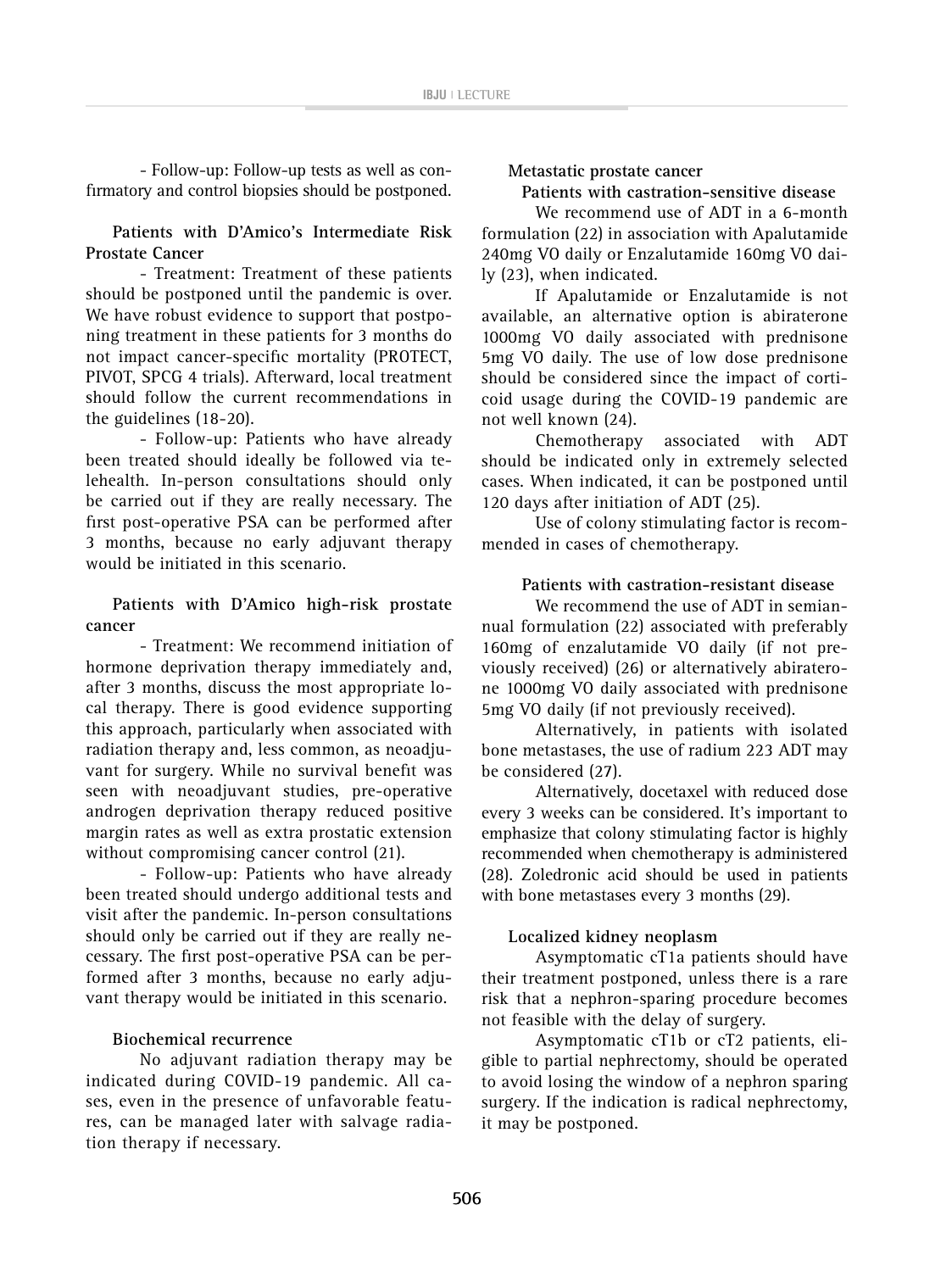- Follow-up: Follow-up tests as well as confirmatory and control biopsies should be postponed.

### Patients with D'Amico's Intermediate Risk Prostate Cancer

- Treatment: Treatment of these patients should be postponed until the pandemic is over. We have robust evidence to support that postponing treatment in these patients for 3 months do not impact cancer-specific mortality (PROTECT, PIVOT, SPCG 4 trials). Afterward, local treatment should follow the current recommendations in the guidelines (18-20).

- Follow-up: Patients who have already been treated should ideally be followed via telehealth. In-person consultations should only be carried out if they are really necessary. The first post-operative PSA can be performed after 3 months, because no early adjuvant therapy would be initiated in this scenario.

### Patients with D'Amico high-risk prostate cancer

- Treatment: We recommend initiation of hormone deprivation therapy immediately and, after 3 months, discuss the most appropriate local therapy. There is good evidence supporting this approach, particularly when associated with radiation therapy and, less common, as neoadjuvant for surgery. While no survival benefit was seen with neoadjuvant studies, pre-operative androgen deprivation therapy reduced positive margin rates as well as extra prostatic extension without compromising cancer control (21).

- Follow-up: Patients who have already been treated should undergo additional tests and visit after the pandemic. In-person consultations should only be carried out if they are really necessary. The first post-operative PSA can be performed after 3 months, because no early adjuvant therapy would be initiated in this scenario.

### Biochemical recurrence

No adjuvant radiation therapy may be indicated during COVID-19 pandemic. All cases, even in the presence of unfavorable features, can be managed later with salvage radiation therapy if necessary.

### Metastatic prostate cancer

#### Patients with castration-sensitive disease

We recommend use of ADT in a 6-month formulation (22) in association with Apalutamide 240mg VO daily or Enzalutamide 160mg VO daily (23), when indicated.

If Apalutamide or Enzalutamide is not available, an alternative option is abiraterone 1000mg VO daily associated with prednisone 5mg VO daily. The use of low dose prednisone should be considered since the impact of corticoid usage during the COVID-19 pandemic are not well known (24).

Chemotherapy associated with ADT should be indicated only in extremely selected cases. When indicated, it can be postponed until 120 days after initiation of ADT (25).

Use of colony stimulating factor is recommended in cases of chemotherapy.

#### Patients with castration-resistant disease

We recommend the use of ADT in semiannual formulation (22) associated with preferably 160mg of enzalutamide VO daily (if not previously received) (26) or alternatively abiraterone 1000mg VO daily associated with prednisone 5mg VO daily (if not previously received).

Alternatively, in patients with isolated bone metastases, the use of radium 223 ADT may be considered (27).

Alternatively, docetaxel with reduced dose every 3 weeks can be considered. It's important to emphasize that colony stimulating factor is highly recommended when chemotherapy is administered (28). Zoledronic acid should be used in patients with bone metastases every 3 months (29).

### Localized kidney neoplasm

Asymptomatic cT1a patients should have their treatment postponed, unless there is a rare risk that a nephron-sparing procedure becomes not feasible with the delay of surgery.

Asymptomatic cT1b or cT2 patients, eligible to partial nephrectomy, should be operated to avoid losing the window of a nephron sparing surgery. If the indication is radical nephrectomy, it may be postponed.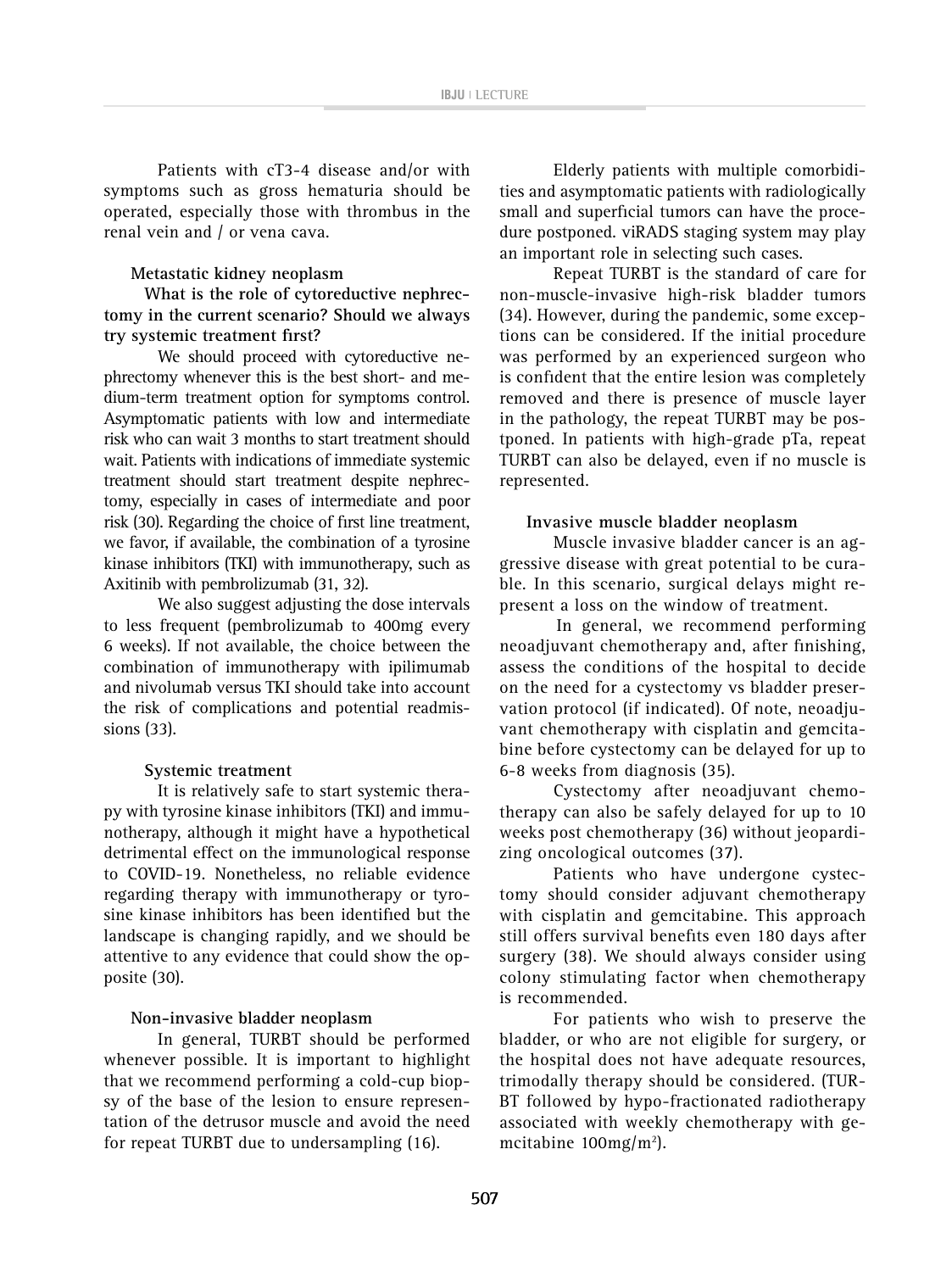Patients with cT3-4 disease and/or with symptoms such as gross hematuria should be operated, especially those with thrombus in the renal vein and / or vena cava.

### Metastatic kidney neoplasm

**What is the role of cytoreductive nephrectomy in the current scenario? Should we always try systemic treatment first?**

We should proceed with cytoreductive nephrectomy whenever this is the best short- and medium-term treatment option for symptoms control. Asymptomatic patients with low and intermediate risk who can wait 3 months to start treatment should wait. Patients with indications of immediate systemic treatment should start treatment despite nephrectomy, especially in cases of intermediate and poor risk (30). Regarding the choice of first line treatment, we favor, if available, the combination of a tyrosine kinase inhibitors (TKI) with immunotherapy, such as Axitinib with pembrolizumab (31, 32).

We also suggest adjusting the dose intervals to less frequent (pembrolizumab to 400mg every 6 weeks). If not available, the choice between the combination of immunotherapy with ipilimumab and nivolumab versus TKI should take into account the risk of complications and potential readmissions (33).

### Systemic treatment

It is relatively safe to start systemic therapy with tyrosine kinase inhibitors (TKI) and immunotherapy, although it might have a hypothetical detrimental effect on the immunological response to COVID-19. Nonetheless, no reliable evidence regarding therapy with immunotherapy or tyrosine kinase inhibitors has been identified but the landscape is changing rapidly, and we should be attentive to any evidence that could show the opposite (30).

### Non-invasive bladder neoplasm

In general, TURBT should be performed whenever possible. It is important to highlight that we recommend performing a cold-cup biopsy of the base of the lesion to ensure representation of the detrusor muscle and avoid the need for repeat TURBT due to undersampling (16).

Elderly patients with multiple comorbidities and asymptomatic patients with radiologically small and superficial tumors can have the procedure postponed. viRADS staging system may play an important role in selecting such cases.

Repeat TURBT is the standard of care for non-muscle-invasive high-risk bladder tumors (34). However, during the pandemic, some exceptions can be considered. If the initial procedure was performed by an experienced surgeon who is confident that the entire lesion was completely removed and there is presence of muscle layer in the pathology, the repeat TURBT may be postponed. In patients with high-grade pTa, repeat TURBT can also be delayed, even if no muscle is represented.

### Invasive muscle bladder neoplasm

Muscle invasive bladder cancer is an aggressive disease with great potential to be curable. In this scenario, surgical delays might represent a loss on the window of treatment.

In general, we recommend performing neoadjuvant chemotherapy and, after finishing, assess the conditions of the hospital to decide on the need for a cystectomy vs bladder preservation protocol (if indicated). Of note, neoadjuvant chemotherapy with cisplatin and gemcitabine before cystectomy can be delayed for up to 6-8 weeks from diagnosis (35).

Cystectomy after neoadjuvant chemotherapy can also be safely delayed for up to 10 weeks post chemotherapy (36) without jeopardizing oncological outcomes (37).

Patients who have undergone cystectomy should consider adjuvant chemotherapy with cisplatin and gemcitabine. This approach still offers survival benefits even 180 days after surgery (38). We should always consider using colony stimulating factor when chemotherapy is recommended.

For patients who wish to preserve the bladder, or who are not eligible for surgery, or the hospital does not have adequate resources, trimodally therapy should be considered. (TURBT followed by hypo-fractionated radiotherapy associated with weekly chemotherapy with gemcitabine $100mg/m^2$).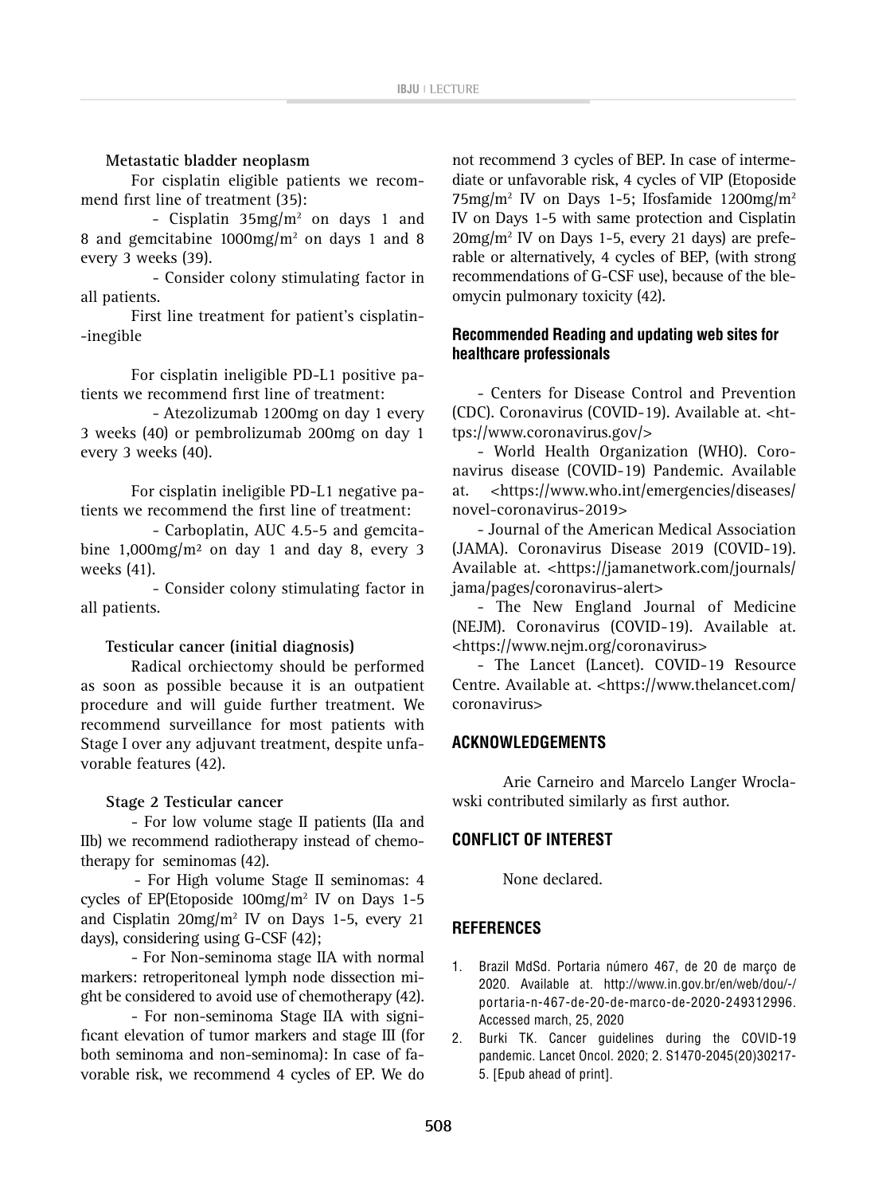**Metastatic bladder neoplasm**

For cisplatin eligible patients we recommend first line of treatment (35):

- Cisplatin 35mg/m$^2$ on days 1 and 8 and gemcitabine 1000mg/m$^2$ on days 1 and 8 every 3 weeks (39).
- Consider colony stimulating factor in all patients.

First line treatment for patient's cisplatin--inegible

For cisplatin ineligible PD-L1 positive patients we recommend first line of treatment:

- Atezolizumab 1200mg on day 1 every 3 weeks (40) or pembrolizumab 200mg on day 1 every 3 weeks (40).

For cisplatin ineligible PD-L1 negative patients we recommend the first line of treatment:

- Carboplatin, AUC 4.5-5 and gemcitabine 1,000mg/m$^2$ on day 1 and day 8, every 3 weeks (41).
- Consider colony stimulating factor in all patients.

**Testicular cancer (initial diagnosis)**

Radical orchiectomy should be performed as soon as possible because it is an outpatient procedure and will guide further treatment. We recommend surveillance for most patients with Stage I over any adjuvant treatment, despite unfavorable features (42).

**Stage 2 Testicular cancer**

- For low volume stage II patients (IIa and IIb) we recommend radiotherapy instead of chemotherapy for seminomas (42).
- For High volume Stage II seminomas: 4 cycles of EP(Etoposide 100mg/m$^2$ IV on Days 1-5 and Cisplatin 20mg/m$^2$ IV on Days 1-5, every 21 days), considering using G-CSF (42);
- For Non-seminoma stage IIA with normal markers: retroperitoneal lymph node dissection might be considered to avoid use of chemotherapy (42).
- For non-seminoma Stage IIA with significant elevation of tumor markers and stage III (for both seminoma and non-seminoma): In case of favorable risk, we recommend 4 cycles of EP. We do not recommend 3 cycles of BEP. In case of intermediate or unfavorable risk, 4 cycles of VIP (Etoposide 75mg/m$^2$ IV on Days 1-5; Ifosfamide 1200mg/m$^2$ IV on Days 1-5 with same protection and Cisplatin 20mg/m$^2$ IV on Days 1-5, every 21 days) are preferable or alternatively, 4 cycles of BEP, (with strong recommendations of G-CSF use), because of the bleomycin pulmonary toxicity (42).

## Recommended Reading and updating web sites for healthcare professionals

- Centers for Disease Control and Prevention (CDC). Coronavirus (COVID-19). Available at. <https://www.coronavirus.gov/>
- World Health Organization (WHO). Coronavirus disease (COVID-19) Pandemic. Available at. <https://www.who.int/emergencies/diseases/novel-coronavirus-2019>
- Journal of the American Medical Association (JAMA). Coronavirus Disease 2019 (COVID-19). Available at. <https://jamanetwork.com/journals/jama/pages/coronavirus-alert>
- The New England Journal of Medicine (NEJM). Coronavirus (COVID-19). Available at. <https://www.nejm.org/coronavirus>
- The Lancet (Lancet). COVID-19 Resource Centre. Available at. <https://www.thelancet.com/coronavirus>

## ACKNOWLEDGEMENTS

Arie Carneiro and Marcelo Langer Wroclawski contributed similarly as first author.

## CONFLICT OF INTEREST

None declared.

## REFERENCES

1. Brazil MdSd. Portaria número 467, de 20 de março de 2020. Available at. http://www.in.gov.br/en/web/dou/-/portaria-n-467-de-20-de-marco-de-2020-249312996. Accessed march, 25, 2020
2. Burki TK. Cancer guidelines during the COVID-19 pandemic. Lancet Oncol. 2020; 2. S1470-2045(20)30217-5. [Epub ahead of print].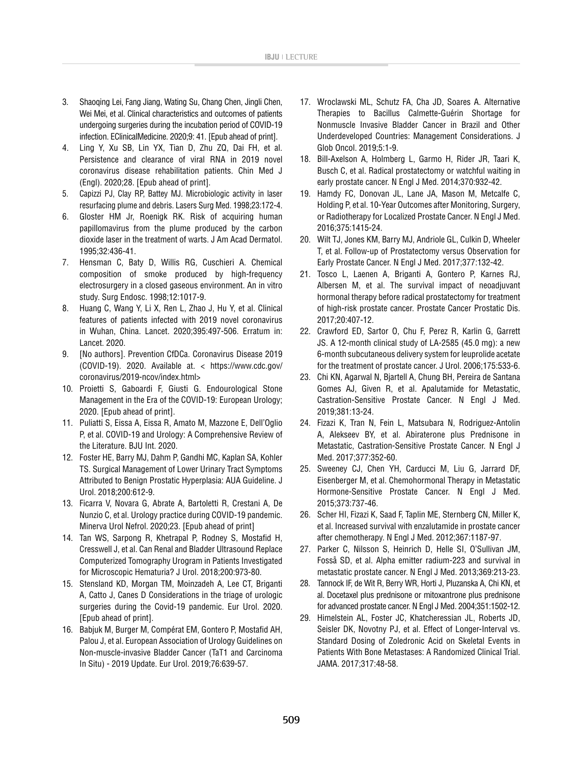3. Shaoqing Lei, Fang Jiang, Wating Su, Chang Chen, Jingli Chen, Wei Mei, et al. Clinical characteristics and outcomes of patients undergoing surgeries during the incubation period of COVID-19 infection. EClinicalMedicine. 2020;9: 41. [Epub ahead of print].
4. Ling Y, Xu SB, Lin YX, Tian D, Zhu ZQ, Dai FH, et al. Persistence and clearance of viral RNA in 2019 novel coronavirus disease rehabilitation patients. Chin Med J (Engl). 2020;28. [Epub ahead of print].
5. Capizzi PJ, Clay RP, Battey MJ. Microbiologic activity in laser resurfacing plume and debris. Lasers Surg Med. 1998;23:172-4.
6. Gloster HM Jr, Roenigk RK. Risk of acquiring human papillomavirus from the plume produced by the carbon dioxide laser in the treatment of warts. J Am Acad Dermatol. 1995;32:436-41.
7. Hensman C, Baty D, Willis RG, Cuschieri A. Chemical composition of smoke produced by high-frequency electrosurgery in a closed gaseous environment. An in vitro study. Surg Endosc. 1998;12:1017-9.
8. Huang C, Wang Y, Li X, Ren L, Zhao J, Hu Y, et al. Clinical features of patients infected with 2019 novel coronavirus in Wuhan, China. Lancet. 2020;395:497-506. Erratum in: Lancet. 2020.
9. [No authors]. Prevention CfDCa. Coronavirus Disease 2019 (COVID-19). 2020. Available at. < https://www.cdc.gov/coronavirus/2019-ncov/index.html>
10. Proietti S, Gaboardi F, Giusti G. Endourological Stone Management in the Era of the COVID-19: European Urology; 2020. [Epub ahead of print].
11. Puliatti S, Eissa A, Eissa R, Amato M, Mazzone E, Dell'Oglio P, et al. COVID-19 and Urology: A Comprehensive Review of the Literature. BJU Int. 2020.
12. Foster HE, Barry MJ, Dahm P, Gandhi MC, Kaplan SA, Kohler TS. Surgical Management of Lower Urinary Tract Symptoms Attributed to Benign Prostatic Hyperplasia: AUA Guideline. J Urol. 2018;200:612-9.
13. Ficarra V, Novara G, Abrate A, Bartoletti R, Crestani A, De Nunzio C, et al. Urology practice during COVID-19 pandemic. Minerva Urol Nefrol. 2020;23. [Epub ahead of print]
14. Tan WS, Sarpong R, Khetrapal P, Rodney S, Mostafid H, Cresswell J, et al. Can Renal and Bladder Ultrasound Replace Computerized Tomography Urogram in Patients Investigated for Microscopic Hematuria? J Urol. 2018;200:973-80.
15. Stensland KD, Morgan TM, Moinzadeh A, Lee CT, Briganti A, Catto J, Canes D Considerations in the triage of urologic surgeries during the Covid-19 pandemic. Eur Urol. 2020. [Epub ahead of print].
16. Babjuk M, Burger M, Compérat EM, Gontero P, Mostafid AH, Palou J, et al. European Association of Urology Guidelines on Non-muscle-invasive Bladder Cancer (TaT1 and Carcinoma In Situ) - 2019 Update. Eur Urol. 2019;76:639-57.
17. Wroclawski ML, Schutz FA, Cha JD, Soares A. Alternative Therapies to Bacillus Calmette-Guérin Shortage for Nonmuscle Invasive Bladder Cancer in Brazil and Other Underdeveloped Countries: Management Considerations. J Glob Oncol. 2019;5:1-9.
18. Bill-Axelson A, Holmberg L, Garmo H, Rider JR, Taari K, Busch C, et al. Radical prostatectomy or watchful waiting in early prostate cancer. N Engl J Med. 2014;370:932-42.
19. Hamdy FC, Donovan JL, Lane JA, Mason M, Metcalfe C, Holding P, et al. 10-Year Outcomes after Monitoring, Surgery, or Radiotherapy for Localized Prostate Cancer. N Engl J Med. 2016;375:1415-24.
20. Wilt TJ, Jones KM, Barry MJ, Andriole GL, Culkin D, Wheeler T, et al. Follow-up of Prostatectomy versus Observation for Early Prostate Cancer. N Engl J Med. 2017;377:132-42.
21. Tosco L, Laenen A, Briganti A, Gontero P, Karnes RJ, Albersen M, et al. The survival impact of neoadjuvant hormonal therapy before radical prostatectomy for treatment of high-risk prostate cancer. Prostate Cancer Prostatic Dis. 2017;20:407-12.
22. Crawford ED, Sartor O, Chu F, Perez R, Karlin G, Garrett JS. A 12-month clinical study of LA-2585 (45.0 mg): a new 6-month subcutaneous delivery system for leuprolide acetate for the treatment of prostate cancer. J Urol. 2006;175:533-6.
23. Chi KN, Agarwal N, Bjartell A, Chung BH, Pereira de Santana Gomes AJ, Given R, et al. Apalutamide for Metastatic, Castration-Sensitive Prostate Cancer. N Engl J Med. 2019;381:13-24.
24. Fizazi K, Tran N, Fein L, Matsubara N, Rodriguez-Antolin A, Alekseev BY, et al. Abiraterone plus Prednisone in Metastatic, Castration-Sensitive Prostate Cancer. N Engl J Med. 2017;377:352-60.
25. Sweeney CJ, Chen YH, Carducci M, Liu G, Jarrard DF, Eisenberger M, et al. Chemohormonal Therapy in Metastatic Hormone-Sensitive Prostate Cancer. N Engl J Med. 2015;373:737-46.
26. Scher HI, Fizazi K, Saad F, Taplin ME, Sternberg CN, Miller K, et al. Increased survival with enzalutamide in prostate cancer after chemotherapy. N Engl J Med. 2012;367:1187-97.
27. Parker C, Nilsson S, Heinrich D, Helle SI, O'Sullivan JM, Fosså SD, et al. Alpha emitter radium-223 and survival in metastatic prostate cancer. N Engl J Med. 2013;369:213-23.
28. Tannock IF, de Wit R, Berry WR, Horti J, Pluzanska A, Chi KN, et al. Docetaxel plus prednisone or mitoxantrone plus prednisone for advanced prostate cancer. N Engl J Med. 2004;351:1502-12.
29. Himelstein AL, Foster JC, Khatcheressian JL, Roberts JD, Seisler DK, Novotny PJ, et al. Effect of Longer-Interval vs. Standard Dosing of Zoledronic Acid on Skeletal Events in Patients With Bone Metastases: A Randomized Clinical Trial. JAMA. 2017;317:48-58.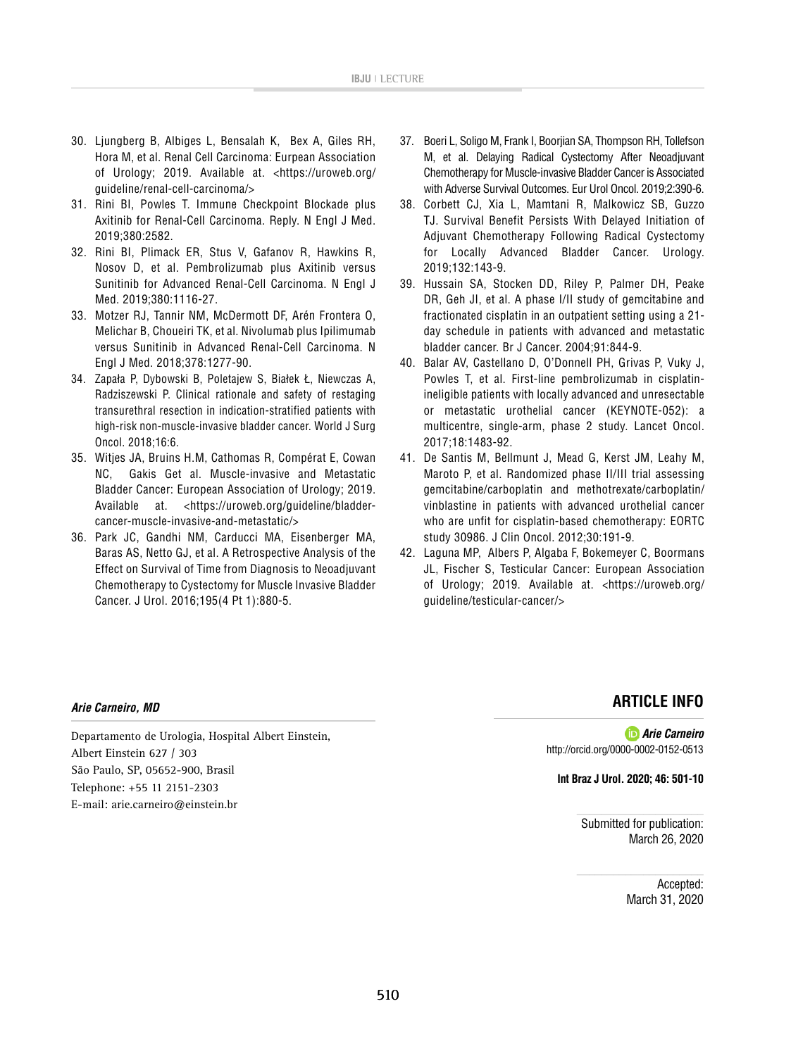30. Ljungberg B, Albiges L, Bensalah K, Bex A, Giles RH, Hora M, et al. Renal Cell Carcinoma: Eurpean Association of Urology; 2019. Available at. <https://uroweb.org/guideline/renal-cell-carcinoma/>
31. Rini BI, Powles T. Immune Checkpoint Blockade plus Axitinib for Renal-Cell Carcinoma. Reply. N Engl J Med. 2019;380:2582.
32. Rini BI, Plimack ER, Stus V, Gafanov R, Hawkins R, Nosov D, et al. Pembrolizumab plus Axitinib versus Sunitinib for Advanced Renal-Cell Carcinoma. N Engl J Med. 2019;380:1116-27.
33. Motzer RJ, Tannir NM, McDermott DF, Arén Frontera O, Melichar B, Choueiri TK, et al. Nivolumab plus Ipilimumab versus Sunitinib in Advanced Renal-Cell Carcinoma. N Engl J Med. 2018;378:1277-90.
34. Zapała P, Dybowski B, Poletajew S, Białek Ł, Niewczas A, Radziszewski P. Clinical rationale and safety of restaging transurethral resection in indication-stratified patients with high-risk non-muscle-invasive bladder cancer. World J Surg Oncol. 2018;16:6.
35. Witjes JA, Bruins H.M, Cathomas R, Compérat E, Cowan NC, Gakis Get al. Muscle-invasive and Metastatic Bladder Cancer: European Association of Urology; 2019. Available at. <https://uroweb.org/guideline/bladder-cancer-muscle-invasive-and-metastatic/>
36. Park JC, Gandhi NM, Carducci MA, Eisenberger MA, Baras AS, Netto GJ, et al. A Retrospective Analysis of the Effect on Survival of Time from Diagnosis to Neoadjuvant Chemotherapy to Cystectomy for Muscle Invasive Bladder Cancer. J Urol. 2016;195(4 Pt 1):880-5.
37. Boeri L, Soligo M, Frank I, Boorjian SA, Thompson RH, Tollefson M, et al. Delaying Radical Cystectomy After Neoadjuvant Chemotherapy for Muscle-invasive Bladder Cancer is Associated with Adverse Survival Outcomes. Eur Urol Oncol. 2019;2:390-6.
38. Corbett CJ, Xia L, Mamtani R, Malkowicz SB, Guzzo TJ. Survival Benefit Persists With Delayed Initiation of Adjuvant Chemotherapy Following Radical Cystectomy for Locally Advanced Bladder Cancer. Urology. 2019;132:143-9.
39. Hussain SA, Stocken DD, Riley P, Palmer DH, Peake DR, Geh JI, et al. A phase I/II study of gemcitabine and fractionated cisplatin in an outpatient setting using a 21-day schedule in patients with advanced and metastatic bladder cancer. Br J Cancer. 2004;91:844-9.
40. Balar AV, Castellano D, O'Donnell PH, Grivas P, Vuky J, Powles T, et al. First-line pembrolizumab in cisplatin-ineligible patients with locally advanced and unresectable or metastatic urothelial cancer (KEYNOTE-052): a multicentre, single-arm, phase 2 study. Lancet Oncol. 2017;18:1483-92.
41. De Santis M, Bellmunt J, Mead G, Kerst JM, Leahy M, Maroto P, et al. Randomized phase II/III trial assessing gemcitabine/carboplatin and methotrexate/carboplatin/vinblastine in patients with advanced urothelial cancer who are unfit for cisplatin-based chemotherapy: EORTC study 30986. J Clin Oncol. 2012;30:191-9.
42. Laguna MP, Albers P, Algaba F, Bokemeyer C, Boormans JL, Fischer S, Testicular Cancer: European Association of Urology; 2019. Available at. <https://uroweb.org/guideline/testicular-cancer/>

***Arie Carneiro, MD***

Departamento de Urologia, Hospital Albert Einstein,
Albert Einstein 627 / 303
São Paulo, SP, 05652-900, Brasil
Telephone: +55 11 2151-2303
E-mail: arie.carneiro@einstein.br

## ARTICLE INFO

***Arie Carneiro***
http://orcid.org/0000-0002-0152-0513

**Int Braz J Urol. 2020; 46: 501-10**

Submitted for publication:
March 26, 2020

Accepted:
March 31, 2020